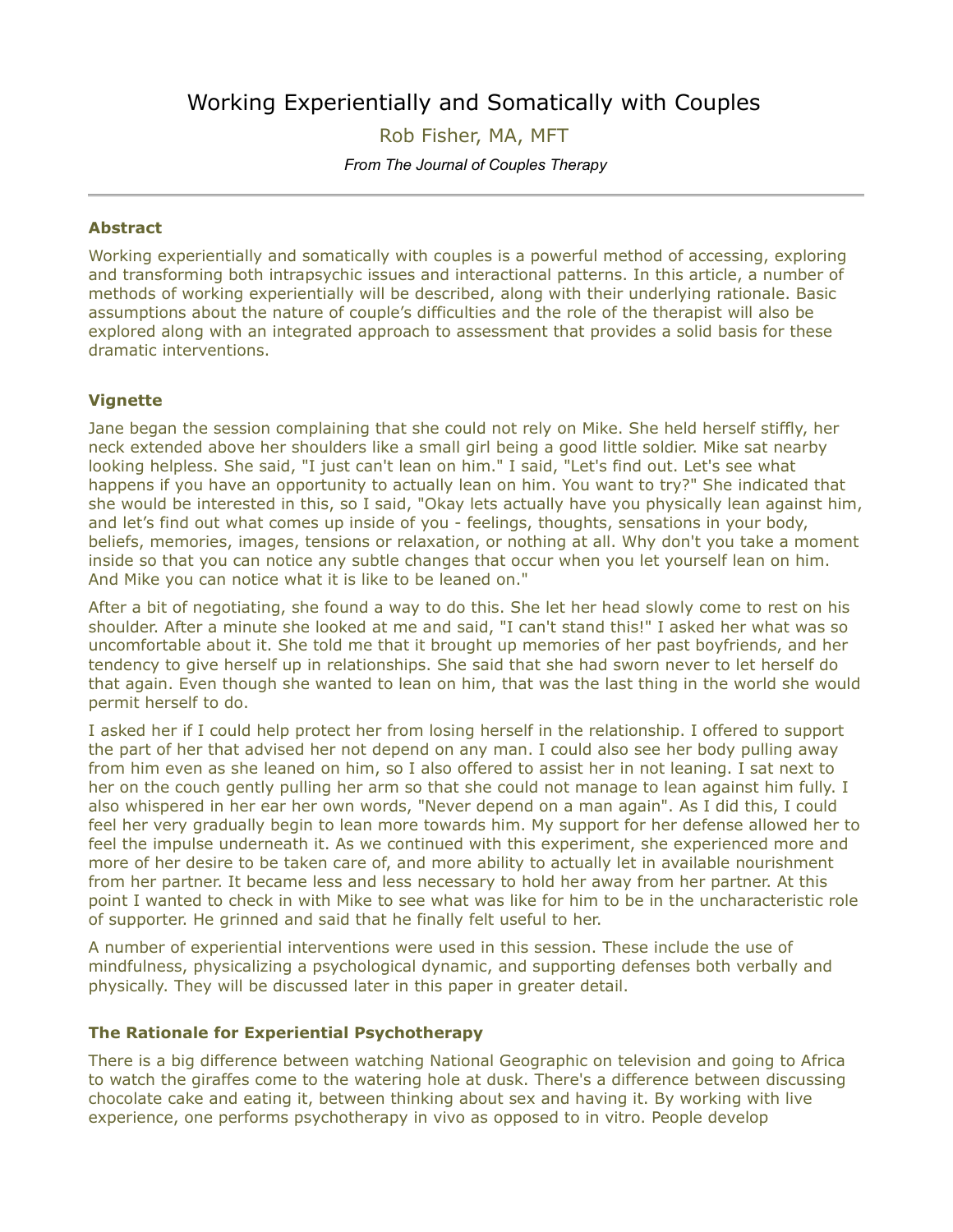# Working Experientially and Somatically with Couples

Rob Fisher, MA, MFT

*From The Journal of Couples Therapy*

---

### Abstract

Working experientially and somatically with couples is a powerful method of accessing, exploring and transforming both intrapsychic issues and interactional patterns. In this article, a number of methods of working experientially will be described, along with their underlying rationale. Basic assumptions about the nature of couple's difficulties and the role of the therapist will also be explored along with an integrated approach to assessment that provides a solid basis for these dramatic interventions.

### Vignette

Jane began the session complaining that she could not rely on Mike. She held herself stiffly, her neck extended above her shoulders like a small girl being a good little soldier. Mike sat nearby looking helpless. She said, "I just can't lean on him." I said, "Let's find out. Let's see what happens if you have an opportunity to actually lean on him. You want to try?" She indicated that she would be interested in this, so I said, "Okay lets actually have you physically lean against him, and let's find out what comes up inside of you - feelings, thoughts, sensations in your body, beliefs, memories, images, tensions or relaxation, or nothing at all. Why don't you take a moment inside so that you can notice any subtle changes that occur when you let yourself lean on him. And Mike you can notice what it is like to be leaned on."

After a bit of negotiating, she found a way to do this. She let her head slowly come to rest on his shoulder. After a minute she looked at me and said, "I can't stand this!" I asked her what was so uncomfortable about it. She told me that it brought up memories of her past boyfriends, and her tendency to give herself up in relationships. She said that she had sworn never to let herself do that again. Even though she wanted to lean on him, that was the last thing in the world she would permit herself to do.

I asked her if I could help protect her from losing herself in the relationship. I offered to support the part of her that advised her not depend on any man. I could also see her body pulling away from him even as she leaned on him, so I also offered to assist her in not leaning. I sat next to her on the couch gently pulling her arm so that she could not manage to lean against him fully. I also whispered in her ear her own words, "Never depend on a man again". As I did this, I could feel her very gradually begin to lean more towards him. My support for her defense allowed her to feel the impulse underneath it. As we continued with this experiment, she experienced more and more of her desire to be taken care of, and more ability to actually let in available nourishment from her partner. It became less and less necessary to hold her away from her partner. At this point I wanted to check in with Mike to see what was like for him to be in the uncharacteristic role of supporter. He grinned and said that he finally felt useful to her.

A number of experiential interventions were used in this session. These include the use of mindfulness, physicalizing a psychological dynamic, and supporting defenses both verbally and physically. They will be discussed later in this paper in greater detail.

### The Rationale for Experiential Psychotherapy

There is a big difference between watching National Geographic on television and going to Africa to watch the giraffes come to the watering hole at dusk. There's a difference between discussing chocolate cake and eating it, between thinking about sex and having it. By working with live experience, one performs psychotherapy in vivo as opposed to in vitro. People develop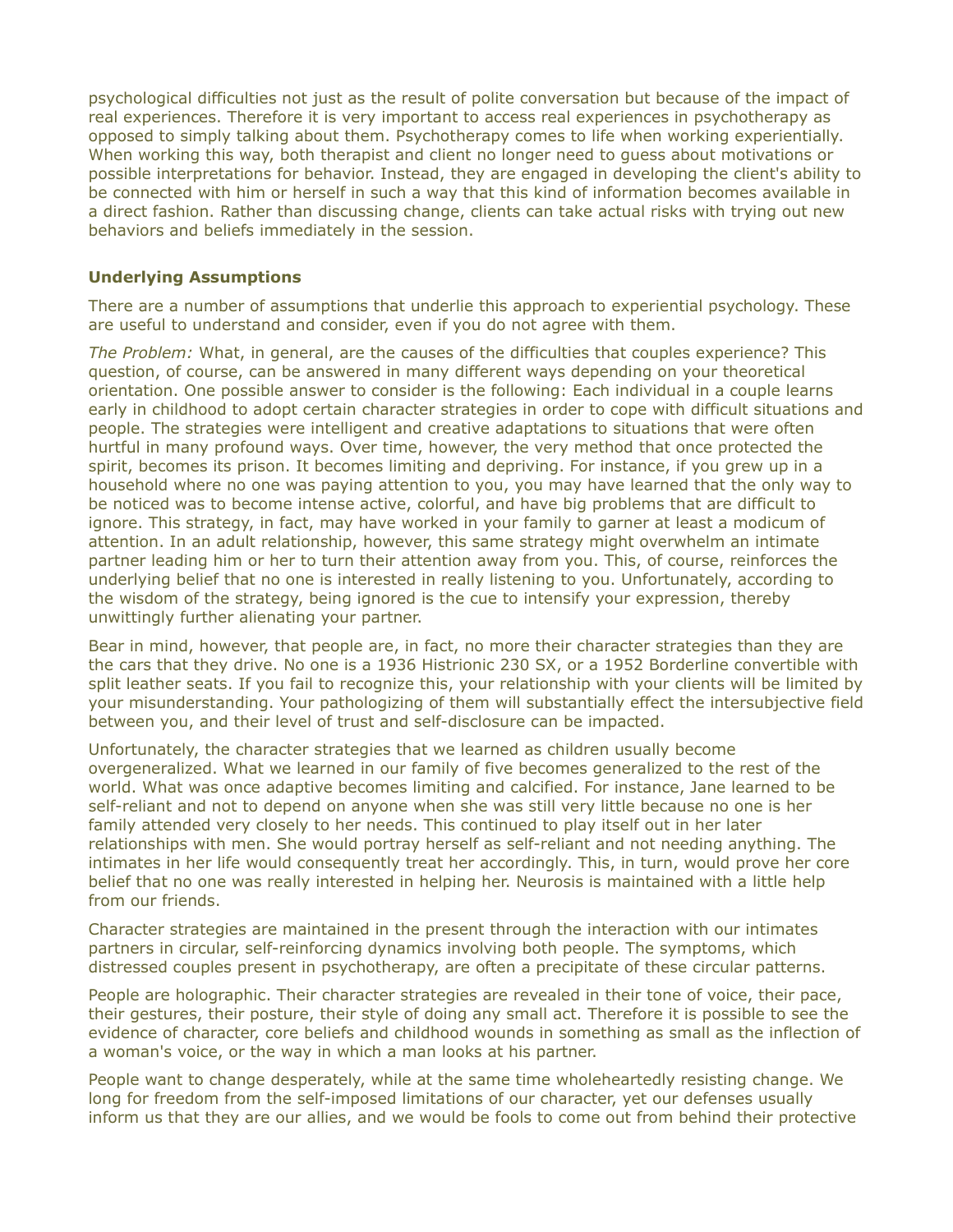psychological difficulties not just as the result of polite conversation but because of the impact of real experiences. Therefore it is very important to access real experiences in psychotherapy as opposed to simply talking about them. Psychotherapy comes to life when working experientially. When working this way, both therapist and client no longer need to guess about motivations or possible interpretations for behavior. Instead, they are engaged in developing the client's ability to be connected with him or herself in such a way that this kind of information becomes available in a direct fashion. Rather than discussing change, clients can take actual risks with trying out new behaviors and beliefs immediately in the session.

### Underlying Assumptions

There are a number of assumptions that underlie this approach to experiential psychology. These are useful to understand and consider, even if you do not agree with them.

*The Problem:* What, in general, are the causes of the difficulties that couples experience? This question, of course, can be answered in many different ways depending on your theoretical orientation. One possible answer to consider is the following: Each individual in a couple learns early in childhood to adopt certain character strategies in order to cope with difficult situations and people. The strategies were intelligent and creative adaptations to situations that were often hurtful in many profound ways. Over time, however, the very method that once protected the spirit, becomes its prison. It becomes limiting and depriving. For instance, if you grew up in a household where no one was paying attention to you, you may have learned that the only way to be noticed was to become intense active, colorful, and have big problems that are difficult to ignore. This strategy, in fact, may have worked in your family to garner at least a modicum of attention. In an adult relationship, however, this same strategy might overwhelm an intimate partner leading him or her to turn their attention away from you. This, of course, reinforces the underlying belief that no one is interested in really listening to you. Unfortunately, according to the wisdom of the strategy, being ignored is the cue to intensify your expression, thereby unwittingly further alienating your partner.

Bear in mind, however, that people are, in fact, no more their character strategies than they are the cars that they drive. No one is a 1936 Histrionic 230 SX, or a 1952 Borderline convertible with split leather seats. If you fail to recognize this, your relationship with your clients will be limited by your misunderstanding. Your pathologizing of them will substantially effect the intersubjective field between you, and their level of trust and self-disclosure can be impacted.

Unfortunately, the character strategies that we learned as children usually become overgeneralized. What we learned in our family of five becomes generalized to the rest of the world. What was once adaptive becomes limiting and calcified. For instance, Jane learned to be self-reliant and not to depend on anyone when she was still very little because no one is her family attended very closely to her needs. This continued to play itself out in her later relationships with men. She would portray herself as self-reliant and not needing anything. The intimates in her life would consequently treat her accordingly. This, in turn, would prove her core belief that no one was really interested in helping her. Neurosis is maintained with a little help from our friends.

Character strategies are maintained in the present through the interaction with our intimates partners in circular, self-reinforcing dynamics involving both people. The symptoms, which distressed couples present in psychotherapy, are often a precipitate of these circular patterns.

People are holographic. Their character strategies are revealed in their tone of voice, their pace, their gestures, their posture, their style of doing any small act. Therefore it is possible to see the evidence of character, core beliefs and childhood wounds in something as small as the inflection of a woman's voice, or the way in which a man looks at his partner.

People want to change desperately, while at the same time wholeheartedly resisting change. We long for freedom from the self-imposed limitations of our character, yet our defenses usually inform us that they are our allies, and we would be fools to come out from behind their protective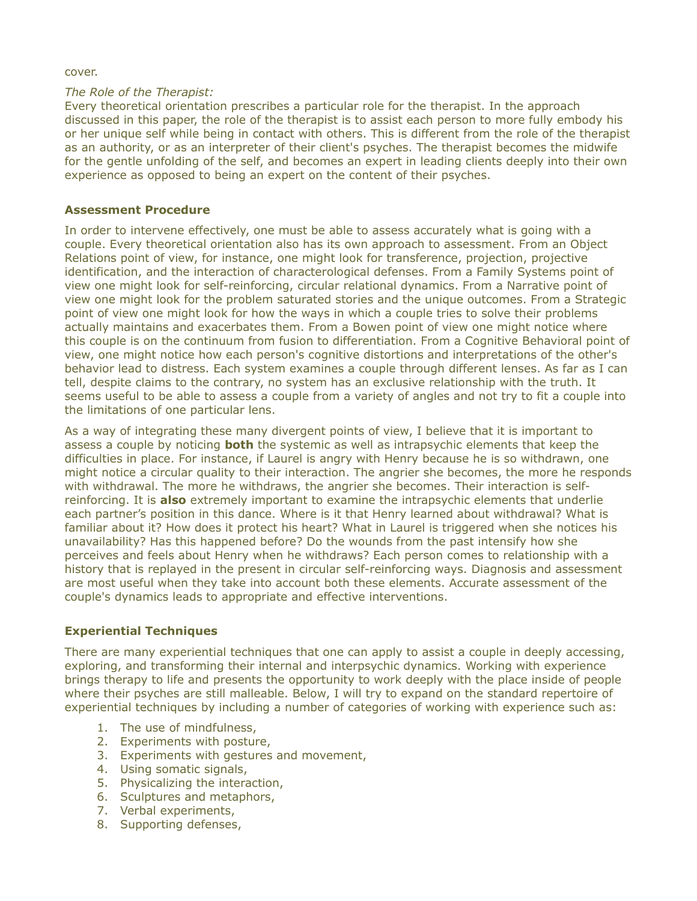cover.

*The Role of the Therapist:*
Every theoretical orientation prescribes a particular role for the therapist. In the approach discussed in this paper, the role of the therapist is to assist each person to more fully embody his or her unique self while being in contact with others. This is different from the role of the therapist as an authority, or as an interpreter of their client's psyches. The therapist becomes the midwife for the gentle unfolding of the self, and becomes an expert in leading clients deeply into their own experience as opposed to being an expert on the content of their psyches.

## Assessment Procedure

In order to intervene effectively, one must be able to assess accurately what is going with a couple. Every theoretical orientation also has its own approach to assessment. From an Object Relations point of view, for instance, one might look for transference, projection, projective identification, and the interaction of characterological defenses. From a Family Systems point of view one might look for self-reinforcing, circular relational dynamics. From a Narrative point of view one might look for the problem saturated stories and the unique outcomes. From a Strategic point of view one might look for how the ways in which a couple tries to solve their problems actually maintains and exacerbates them. From a Bowen point of view one might notice where this couple is on the continuum from fusion to differentiation. From a Cognitive Behavioral point of view, one might notice how each person's cognitive distortions and interpretations of the other's behavior lead to distress. Each system examines a couple through different lenses. As far as I can tell, despite claims to the contrary, no system has an exclusive relationship with the truth. It seems useful to be able to assess a couple from a variety of angles and not try to fit a couple into the limitations of one particular lens.

As a way of integrating these many divergent points of view, I believe that it is important to assess a couple by noticing **both** the systemic as well as intrapsychic elements that keep the difficulties in place. For instance, if Laurel is angry with Henry because he is so withdrawn, one might notice a circular quality to their interaction. The angrier she becomes, the more he responds with withdrawal. The more he withdraws, the angrier she becomes. Their interaction is self-reinforcing. It is **also** extremely important to examine the intrapsychic elements that underlie each partner's position in this dance. Where is it that Henry learned about withdrawal? What is familiar about it? How does it protect his heart? What in Laurel is triggered when she notices his unavailability? Has this happened before? Do the wounds from the past intensify how she perceives and feels about Henry when he withdraws? Each person comes to relationship with a history that is replayed in the present in circular self-reinforcing ways. Diagnosis and assessment are most useful when they take into account both these elements. Accurate assessment of the couple's dynamics leads to appropriate and effective interventions.

## Experiential Techniques

There are many experiential techniques that one can apply to assist a couple in deeply accessing, exploring, and transforming their internal and interpsychic dynamics. Working with experience brings therapy to life and presents the opportunity to work deeply with the place inside of people where their psyches are still malleable. Below, I will try to expand on the standard repertoire of experiential techniques by including a number of categories of working with experience such as:

1. The use of mindfulness,
2. Experiments with posture,
3. Experiments with gestures and movement,
4. Using somatic signals,
5. Physicalizing the interaction,
6. Sculptures and metaphors,
7. Verbal experiments,
8. Supporting defenses,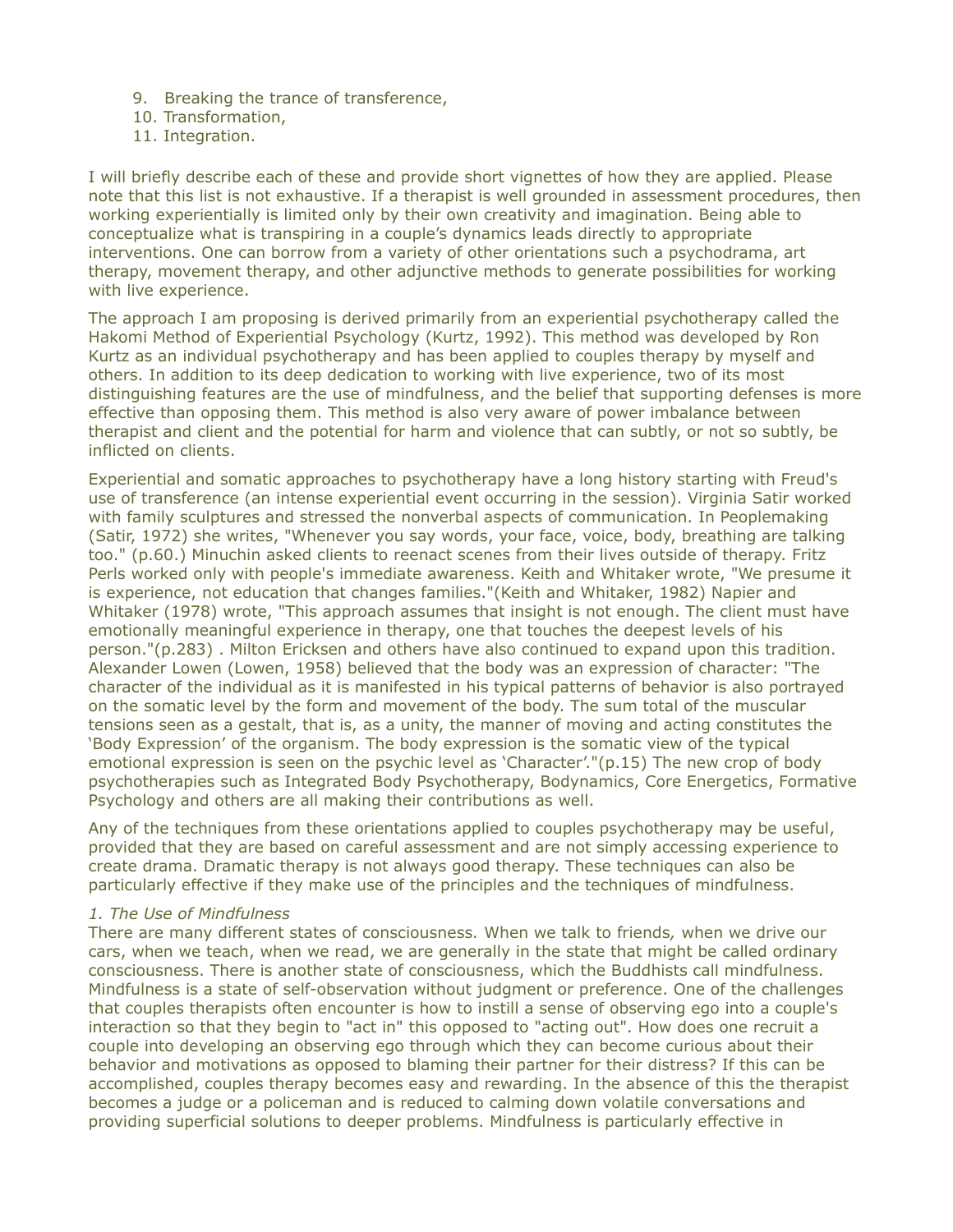9. Breaking the trance of transference,
10. Transformation,
11. Integration.

I will briefly describe each of these and provide short vignettes of how they are applied. Please note that this list is not exhaustive. If a therapist is well grounded in assessment procedures, then working experientially is limited only by their own creativity and imagination. Being able to conceptualize what is transpiring in a couple's dynamics leads directly to appropriate interventions. One can borrow from a variety of other orientations such a psychodrama, art therapy, movement therapy, and other adjunctive methods to generate possibilities for working with live experience.

The approach I am proposing is derived primarily from an experiential psychotherapy called the Hakomi Method of Experiential Psychology (Kurtz, 1992). This method was developed by Ron Kurtz as an individual psychotherapy and has been applied to couples therapy by myself and others. In addition to its deep dedication to working with live experience, two of its most distinguishing features are the use of mindfulness, and the belief that supporting defenses is more effective than opposing them. This method is also very aware of power imbalance between therapist and client and the potential for harm and violence that can subtly, or not so subtly, be inflicted on clients.

Experiential and somatic approaches to psychotherapy have a long history starting with Freud's use of transference (an intense experiential event occurring in the session). Virginia Satir worked with family sculptures and stressed the nonverbal aspects of communication. In Peoplemaking (Satir, 1972) she writes, "Whenever you say words, your face, voice, body, breathing are talking too." (p.60.) Minuchin asked clients to reenact scenes from their lives outside of therapy. Fritz Perls worked only with people's immediate awareness. Keith and Whitaker wrote, "We presume it is experience, not education that changes families."(Keith and Whitaker, 1982) Napier and Whitaker (1978) wrote, "This approach assumes that insight is not enough. The client must have emotionally meaningful experience in therapy, one that touches the deepest levels of his person."(p.283) . Milton Ericksen and others have also continued to expand upon this tradition. Alexander Lowen (Lowen, 1958) believed that the body was an expression of character: "The character of the individual as it is manifested in his typical patterns of behavior is also portrayed on the somatic level by the form and movement of the body. The sum total of the muscular tensions seen as a gestalt, that is, as a unity, the manner of moving and acting constitutes the 'Body Expression' of the organism. The body expression is the somatic view of the typical emotional expression is seen on the psychic level as 'Character'."(p.15) The new crop of body psychotherapies such as Integrated Body Psychotherapy, Bodynamics, Core Energetics, Formative Psychology and others are all making their contributions as well.

Any of the techniques from these orientations applied to couples psychotherapy may be useful, provided that they are based on careful assessment and are not simply accessing experience to create drama. Dramatic therapy is not always good therapy. These techniques can also be particularly effective if they make use of the principles and the techniques of mindfulness.

*1. The Use of Mindfulness*

There are many different states of consciousness. When we talk to friends, when we drive our cars, when we teach, when we read, we are generally in the state that might be called ordinary consciousness. There is another state of consciousness, which the Buddhists call mindfulness. Mindfulness is a state of self-observation without judgment or preference. One of the challenges that couples therapists often encounter is how to instill a sense of observing ego into a couple's interaction so that they begin to "act in" this opposed to "acting out". How does one recruit a couple into developing an observing ego through which they can become curious about their behavior and motivations as opposed to blaming their partner for their distress? If this can be accomplished, couples therapy becomes easy and rewarding. In the absence of this the therapist becomes a judge or a policeman and is reduced to calming down volatile conversations and providing superficial solutions to deeper problems. Mindfulness is particularly effective in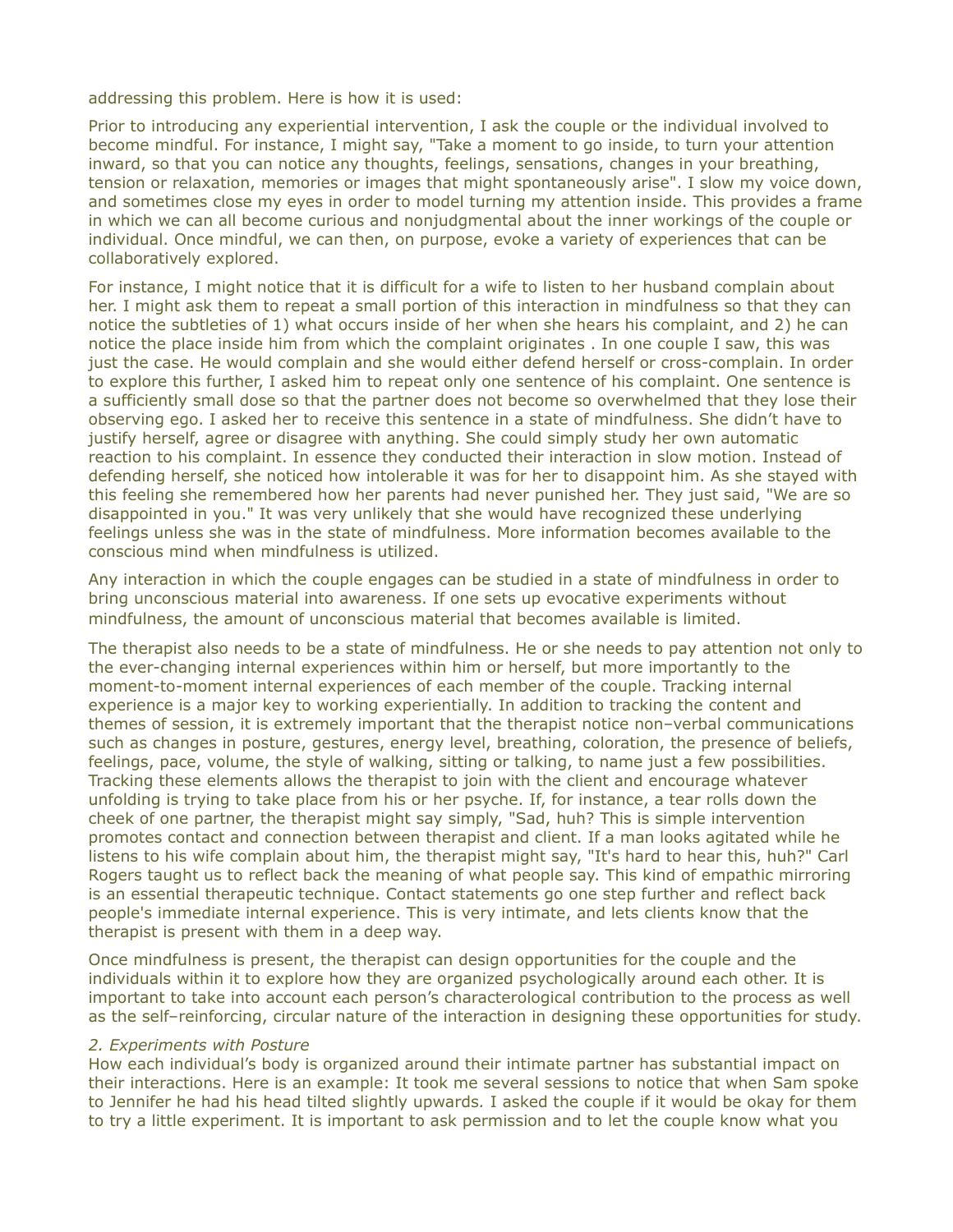addressing this problem. Here is how it is used:

Prior to introducing any experiential intervention, I ask the couple or the individual involved to become mindful. For instance, I might say, "Take a moment to go inside, to turn your attention inward, so that you can notice any thoughts, feelings, sensations, changes in your breathing, tension or relaxation, memories or images that might spontaneously arise". I slow my voice down, and sometimes close my eyes in order to model turning my attention inside. This provides a frame in which we can all become curious and nonjudgmental about the inner workings of the couple or individual. Once mindful, we can then, on purpose, evoke a variety of experiences that can be collaboratively explored.

For instance, I might notice that it is difficult for a wife to listen to her husband complain about her. I might ask them to repeat a small portion of this interaction in mindfulness so that they can notice the subtleties of 1) what occurs inside of her when she hears his complaint, and 2) he can notice the place inside him from which the complaint originates . In one couple I saw, this was just the case. He would complain and she would either defend herself or cross-complain. In order to explore this further, I asked him to repeat only one sentence of his complaint. One sentence is a sufficiently small dose so that the partner does not become so overwhelmed that they lose their observing ego. I asked her to receive this sentence in a state of mindfulness. She didn't have to justify herself, agree or disagree with anything. She could simply study her own automatic reaction to his complaint. In essence they conducted their interaction in slow motion. Instead of defending herself, she noticed how intolerable it was for her to disappoint him. As she stayed with this feeling she remembered how her parents had never punished her. They just said, "We are so disappointed in you." It was very unlikely that she would have recognized these underlying feelings unless she was in the state of mindfulness. More information becomes available to the conscious mind when mindfulness is utilized.

Any interaction in which the couple engages can be studied in a state of mindfulness in order to bring unconscious material into awareness. If one sets up evocative experiments without mindfulness, the amount of unconscious material that becomes available is limited.

The therapist also needs to be a state of mindfulness. He or she needs to pay attention not only to the ever-changing internal experiences within him or herself, but more importantly to the moment-to-moment internal experiences of each member of the couple. Tracking internal experience is a major key to working experientially. In addition to tracking the content and themes of session, it is extremely important that the therapist notice non–verbal communications such as changes in posture, gestures, energy level, breathing, coloration, the presence of beliefs, feelings, pace, volume, the style of walking, sitting or talking, to name just a few possibilities. Tracking these elements allows the therapist to join with the client and encourage whatever unfolding is trying to take place from his or her psyche. If, for instance, a tear rolls down the cheek of one partner, the therapist might say simply, "Sad, huh? This is simple intervention promotes contact and connection between therapist and client. If a man looks agitated while he listens to his wife complain about him, the therapist might say, "It's hard to hear this, huh?" Carl Rogers taught us to reflect back the meaning of what people say. This kind of empathic mirroring is an essential therapeutic technique. Contact statements go one step further and reflect back people's immediate internal experience. This is very intimate, and lets clients know that the therapist is present with them in a deep way.

Once mindfulness is present, the therapist can design opportunities for the couple and the individuals within it to explore how they are organized psychologically around each other. It is important to take into account each person's characterological contribution to the process as well as the self–reinforcing, circular nature of the interaction in designing these opportunities for study.

*2. Experiments with Posture*

How each individual's body is organized around their intimate partner has substantial impact on their interactions. Here is an example: It took me several sessions to notice that when Sam spoke to Jennifer he had his head tilted slightly upwards. I asked the couple if it would be okay for them to try a little experiment. It is important to ask permission and to let the couple know what you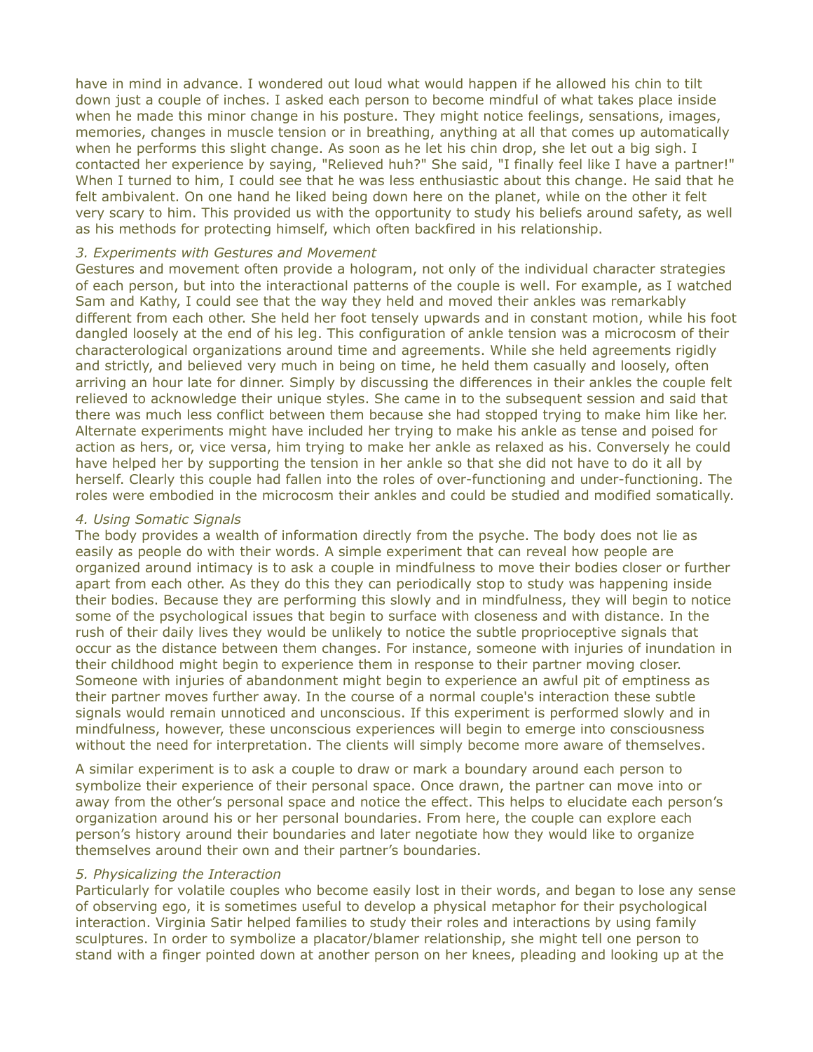have in mind in advance. I wondered out loud what would happen if he allowed his chin to tilt down just a couple of inches. I asked each person to become mindful of what takes place inside when he made this minor change in his posture. They might notice feelings, sensations, images, memories, changes in muscle tension or in breathing, anything at all that comes up automatically when he performs this slight change. As soon as he let his chin drop, she let out a big sigh. I contacted her experience by saying, "Relieved huh?" She said, "I finally feel like I have a partner!" When I turned to him, I could see that he was less enthusiastic about this change. He said that he felt ambivalent. On one hand he liked being down here on the planet, while on the other it felt very scary to him. This provided us with the opportunity to study his beliefs around safety, as well as his methods for protecting himself, which often backfired in his relationship.

*3. Experiments with Gestures and Movement*

Gestures and movement often provide a hologram, not only of the individual character strategies of each person, but into the interactional patterns of the couple is well. For example, as I watched Sam and Kathy, I could see that the way they held and moved their ankles was remarkably different from each other. She held her foot tensely upwards and in constant motion, while his foot dangled loosely at the end of his leg. This configuration of ankle tension was a microcosm of their characterological organizations around time and agreements. While she held agreements rigidly and strictly, and believed very much in being on time, he held them casually and loosely, often arriving an hour late for dinner. Simply by discussing the differences in their ankles the couple felt relieved to acknowledge their unique styles. She came in to the subsequent session and said that there was much less conflict between them because she had stopped trying to make him like her. Alternate experiments might have included her trying to make his ankle as tense and poised for action as hers, or, vice versa, him trying to make her ankle as relaxed as his. Conversely he could have helped her by supporting the tension in her ankle so that she did not have to do it all by herself. Clearly this couple had fallen into the roles of over-functioning and under-functioning. The roles were embodied in the microcosm their ankles and could be studied and modified somatically.

*4. Using Somatic Signals*

The body provides a wealth of information directly from the psyche. The body does not lie as easily as people do with their words. A simple experiment that can reveal how people are organized around intimacy is to ask a couple in mindfulness to move their bodies closer or further apart from each other. As they do this they can periodically stop to study was happening inside their bodies. Because they are performing this slowly and in mindfulness, they will begin to notice some of the psychological issues that begin to surface with closeness and with distance. In the rush of their daily lives they would be unlikely to notice the subtle proprioceptive signals that occur as the distance between them changes. For instance, someone with injuries of inundation in their childhood might begin to experience them in response to their partner moving closer. Someone with injuries of abandonment might begin to experience an awful pit of emptiness as their partner moves further away. In the course of a normal couple's interaction these subtle signals would remain unnoticed and unconscious. If this experiment is performed slowly and in mindfulness, however, these unconscious experiences will begin to emerge into consciousness without the need for interpretation. The clients will simply become more aware of themselves.

A similar experiment is to ask a couple to draw or mark a boundary around each person to symbolize their experience of their personal space. Once drawn, the partner can move into or away from the other's personal space and notice the effect. This helps to elucidate each person's organization around his or her personal boundaries. From here, the couple can explore each person's history around their boundaries and later negotiate how they would like to organize themselves around their own and their partner's boundaries.

*5. Physicalizing the Interaction*

Particularly for volatile couples who become easily lost in their words, and began to lose any sense of observing ego, it is sometimes useful to develop a physical metaphor for their psychological interaction. Virginia Satir helped families to study their roles and interactions by using family sculptures. In order to symbolize a placator/blamer relationship, she might tell one person to stand with a finger pointed down at another person on her knees, pleading and looking up at the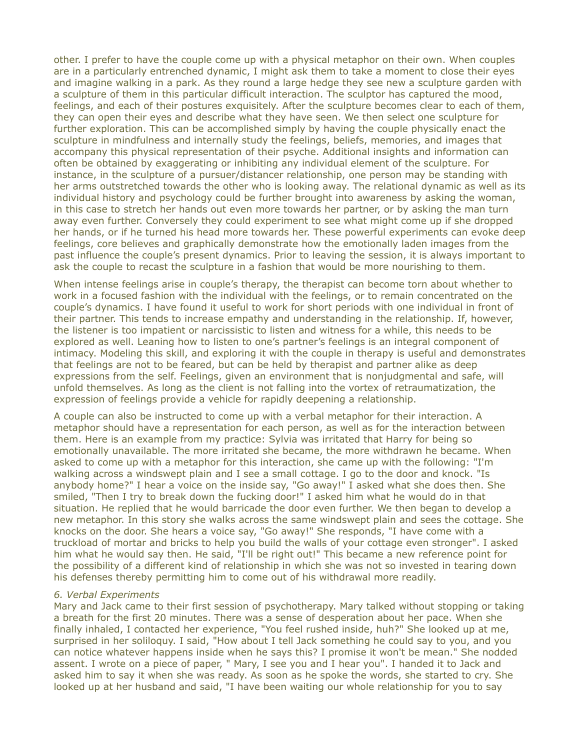other. I prefer to have the couple come up with a physical metaphor on their own. When couples are in a particularly entrenched dynamic, I might ask them to take a moment to close their eyes and imagine walking in a park. As they round a large hedge they see new a sculpture garden with a sculpture of them in this particular difficult interaction. The sculptor has captured the mood, feelings, and each of their postures exquisitely. After the sculpture becomes clear to each of them, they can open their eyes and describe what they have seen. We then select one sculpture for further exploration. This can be accomplished simply by having the couple physically enact the sculpture in mindfulness and internally study the feelings, beliefs, memories, and images that accompany this physical representation of their psyche. Additional insights and information can often be obtained by exaggerating or inhibiting any individual element of the sculpture. For instance, in the sculpture of a pursuer/distancer relationship, one person may be standing with her arms outstretched towards the other who is looking away. The relational dynamic as well as its individual history and psychology could be further brought into awareness by asking the woman, in this case to stretch her hands out even more towards her partner, or by asking the man turn away even further. Conversely they could experiment to see what might come up if she dropped her hands, or if he turned his head more towards her. These powerful experiments can evoke deep feelings, core believes and graphically demonstrate how the emotionally laden images from the past influence the couple's present dynamics. Prior to leaving the session, it is always important to ask the couple to recast the sculpture in a fashion that would be more nourishing to them.

When intense feelings arise in couple's therapy, the therapist can become torn about whether to work in a focused fashion with the individual with the feelings, or to remain concentrated on the couple's dynamics. I have found it useful to work for short periods with one individual in front of their partner. This tends to increase empathy and understanding in the relationship. If, however, the listener is too impatient or narcissistic to listen and witness for a while, this needs to be explored as well. Leaning how to listen to one's partner's feelings is an integral component of intimacy. Modeling this skill, and exploring it with the couple in therapy is useful and demonstrates that feelings are not to be feared, but can be held by therapist and partner alike as deep expressions from the self. Feelings, given an environment that is nonjudgmental and safe, will unfold themselves. As long as the client is not falling into the vortex of retraumatization, the expression of feelings provide a vehicle for rapidly deepening a relationship.

A couple can also be instructed to come up with a verbal metaphor for their interaction. A metaphor should have a representation for each person, as well as for the interaction between them. Here is an example from my practice: Sylvia was irritated that Harry for being so emotionally unavailable. The more irritated she became, the more withdrawn he became. When asked to come up with a metaphor for this interaction, she came up with the following: "I'm walking across a windswept plain and I see a small cottage. I go to the door and knock. "Is anybody home?" I hear a voice on the inside say, "Go away!" I asked what she does then. She smiled, "Then I try to break down the fucking door!" I asked him what he would do in that situation. He replied that he would barricade the door even further. We then began to develop a new metaphor. In this story she walks across the same windswept plain and sees the cottage. She knocks on the door. She hears a voice say, "Go away!" She responds, "I have come with a truckload of mortar and bricks to help you build the walls of your cottage even stronger". I asked him what he would say then. He said, "I'll be right out!" This became a new reference point for the possibility of a different kind of relationship in which she was not so invested in tearing down his defenses thereby permitting him to come out of his withdrawal more readily.

*6. Verbal Experiments*

Mary and Jack came to their first session of psychotherapy. Mary talked without stopping or taking a breath for the first 20 minutes. There was a sense of desperation about her pace. When she finally inhaled, I contacted her experience, "You feel rushed inside, huh?" She looked up at me, surprised in her soliloquy. I said, "How about I tell Jack something he could say to you, and you can notice whatever happens inside when he says this? I promise it won't be mean." She nodded assent. I wrote on a piece of paper, " Mary, I see you and I hear you". I handed it to Jack and asked him to say it when she was ready. As soon as he spoke the words, she started to cry. She looked up at her husband and said, "I have been waiting our whole relationship for you to say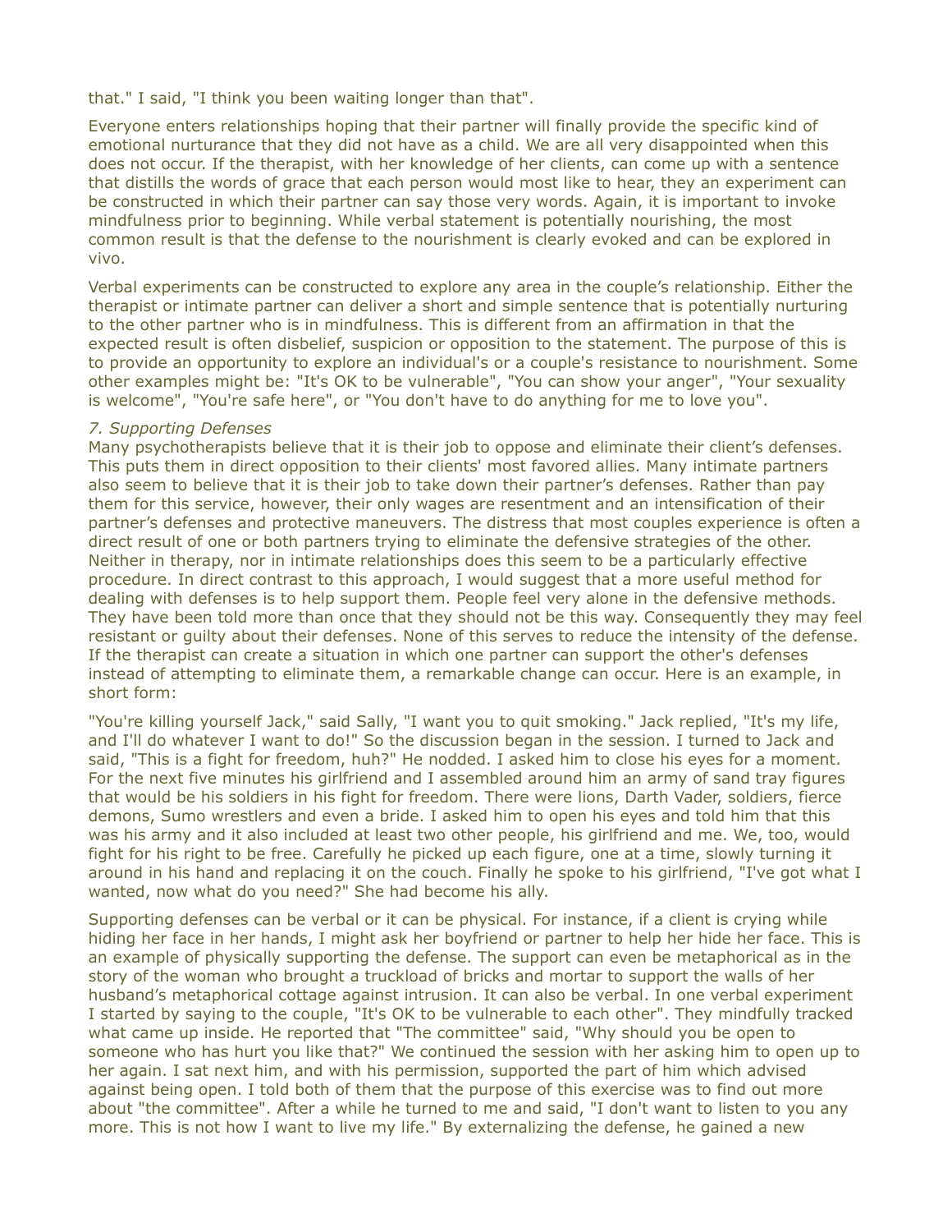that." I said, "I think you been waiting longer than that".

Everyone enters relationships hoping that their partner will finally provide the specific kind of emotional nurturance that they did not have as a child. We are all very disappointed when this does not occur. If the therapist, with her knowledge of her clients, can come up with a sentence that distills the words of grace that each person would most like to hear, they an experiment can be constructed in which their partner can say those very words. Again, it is important to invoke mindfulness prior to beginning. While verbal statement is potentially nourishing, the most common result is that the defense to the nourishment is clearly evoked and can be explored in vivo.

Verbal experiments can be constructed to explore any area in the couple's relationship. Either the therapist or intimate partner can deliver a short and simple sentence that is potentially nurturing to the other partner who is in mindfulness. This is different from an affirmation in that the expected result is often disbelief, suspicion or opposition to the statement. The purpose of this is to provide an opportunity to explore an individual's or a couple's resistance to nourishment. Some other examples might be: "It's OK to be vulnerable", "You can show your anger", "Your sexuality is welcome", "You're safe here", or "You don't have to do anything for me to love you".

*7. Supporting Defenses*

Many psychotherapists believe that it is their job to oppose and eliminate their client's defenses. This puts them in direct opposition to their clients' most favored allies. Many intimate partners also seem to believe that it is their job to take down their partner's defenses. Rather than pay them for this service, however, their only wages are resentment and an intensification of their partner's defenses and protective maneuvers. The distress that most couples experience is often a direct result of one or both partners trying to eliminate the defensive strategies of the other. Neither in therapy, nor in intimate relationships does this seem to be a particularly effective procedure. In direct contrast to this approach, I would suggest that a more useful method for dealing with defenses is to help support them. People feel very alone in the defensive methods. They have been told more than once that they should not be this way. Consequently they may feel resistant or guilty about their defenses. None of this serves to reduce the intensity of the defense. If the therapist can create a situation in which one partner can support the other's defenses instead of attempting to eliminate them, a remarkable change can occur. Here is an example, in short form:

"You're killing yourself Jack," said Sally, "I want you to quit smoking." Jack replied, "It's my life, and I'll do whatever I want to do!" So the discussion began in the session. I turned to Jack and said, "This is a fight for freedom, huh?" He nodded. I asked him to close his eyes for a moment. For the next five minutes his girlfriend and I assembled around him an army of sand tray figures that would be his soldiers in his fight for freedom. There were lions, Darth Vader, soldiers, fierce demons, Sumo wrestlers and even a bride. I asked him to open his eyes and told him that this was his army and it also included at least two other people, his girlfriend and me. We, too, would fight for his right to be free. Carefully he picked up each figure, one at a time, slowly turning it around in his hand and replacing it on the couch. Finally he spoke to his girlfriend, "I've got what I wanted, now what do you need?" She had become his ally.

Supporting defenses can be verbal or it can be physical. For instance, if a client is crying while hiding her face in her hands, I might ask her boyfriend or partner to help her hide her face. This is an example of physically supporting the defense. The support can even be metaphorical as in the story of the woman who brought a truckload of bricks and mortar to support the walls of her husband's metaphorical cottage against intrusion. It can also be verbal. In one verbal experiment I started by saying to the couple, "It's OK to be vulnerable to each other". They mindfully tracked what came up inside. He reported that "The committee" said, "Why should you be open to someone who has hurt you like that?" We continued the session with her asking him to open up to her again. I sat next him, and with his permission, supported the part of him which advised against being open. I told both of them that the purpose of this exercise was to find out more about "the committee". After a while he turned to me and said, "I don't want to listen to you any more. This is not how I want to live my life." By externalizing the defense, he gained a new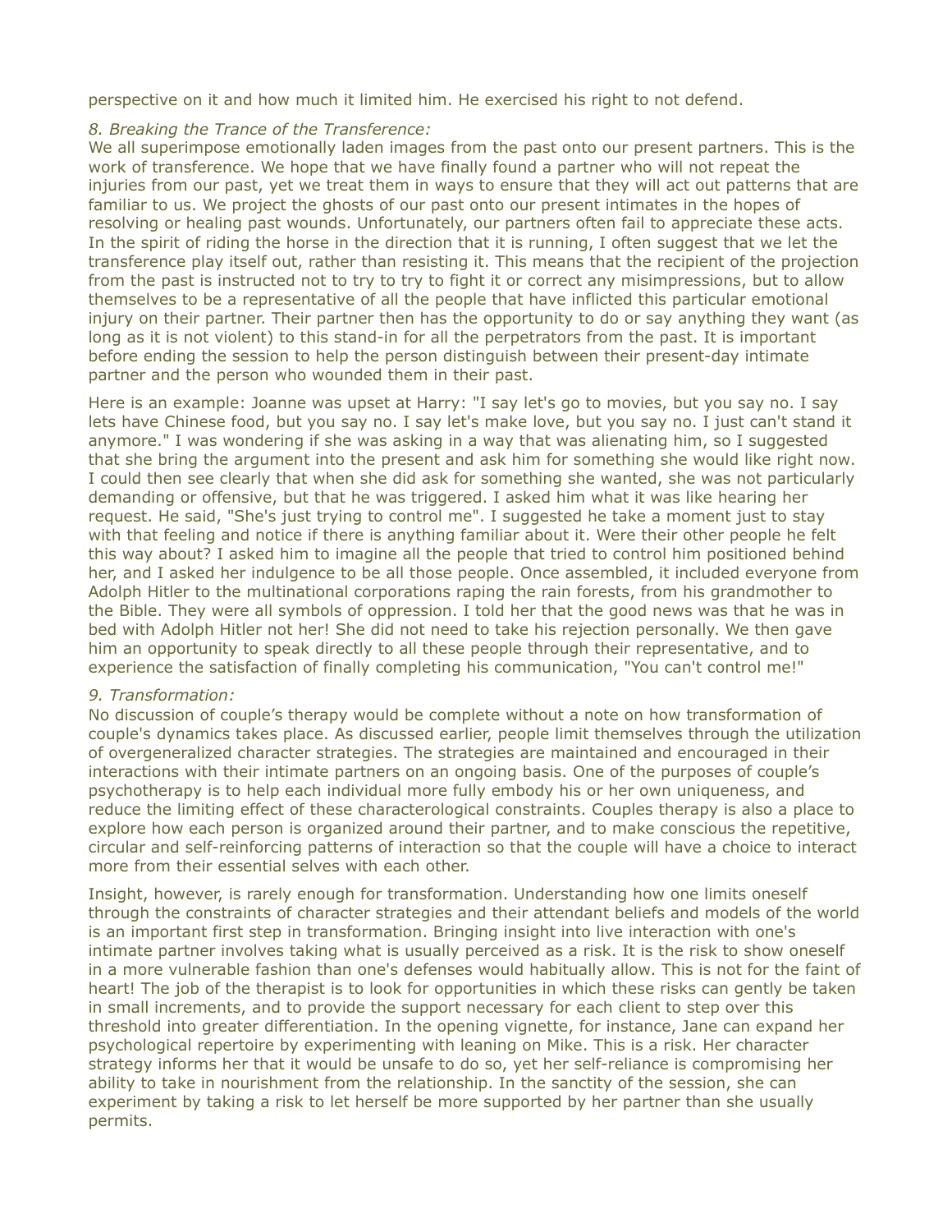perspective on it and how much it limited him. He exercised his right to not defend.

*8. Breaking the Trance of the Transference:*

We all superimpose emotionally laden images from the past onto our present partners. This is the work of transference. We hope that we have finally found a partner who will not repeat the injuries from our past, yet we treat them in ways to ensure that they will act out patterns that are familiar to us. We project the ghosts of our past onto our present intimates in the hopes of resolving or healing past wounds. Unfortunately, our partners often fail to appreciate these acts. In the spirit of riding the horse in the direction that it is running, I often suggest that we let the transference play itself out, rather than resisting it. This means that the recipient of the projection from the past is instructed not to try to try to fight it or correct any misimpressions, but to allow themselves to be a representative of all the people that have inflicted this particular emotional injury on their partner. Their partner then has the opportunity to do or say anything they want (as long as it is not violent) to this stand-in for all the perpetrators from the past. It is important before ending the session to help the person distinguish between their present-day intimate partner and the person who wounded them in their past.

Here is an example: Joanne was upset at Harry: "I say let's go to movies, but you say no. I say lets have Chinese food, but you say no. I say let's make love, but you say no. I just can't stand it anymore." I was wondering if she was asking in a way that was alienating him, so I suggested that she bring the argument into the present and ask him for something she would like right now. I could then see clearly that when she did ask for something she wanted, she was not particularly demanding or offensive, but that he was triggered. I asked him what it was like hearing her request. He said, "She's just trying to control me". I suggested he take a moment just to stay with that feeling and notice if there is anything familiar about it. Were their other people he felt this way about? I asked him to imagine all the people that tried to control him positioned behind her, and I asked her indulgence to be all those people. Once assembled, it included everyone from Adolph Hitler to the multinational corporations raping the rain forests, from his grandmother to the Bible. They were all symbols of oppression. I told her that the good news was that he was in bed with Adolph Hitler not her! She did not need to take his rejection personally. We then gave him an opportunity to speak directly to all these people through their representative, and to experience the satisfaction of finally completing his communication, "You can't control me!"

*9. Transformation:*

No discussion of couple's therapy would be complete without a note on how transformation of couple's dynamics takes place. As discussed earlier, people limit themselves through the utilization of overgeneralized character strategies. The strategies are maintained and encouraged in their interactions with their intimate partners on an ongoing basis. One of the purposes of couple's psychotherapy is to help each individual more fully embody his or her own uniqueness, and reduce the limiting effect of these characterological constraints. Couples therapy is also a place to explore how each person is organized around their partner, and to make conscious the repetitive, circular and self-reinforcing patterns of interaction so that the couple will have a choice to interact more from their essential selves with each other.

Insight, however, is rarely enough for transformation. Understanding how one limits oneself through the constraints of character strategies and their attendant beliefs and models of the world is an important first step in transformation. Bringing insight into live interaction with one's intimate partner involves taking what is usually perceived as a risk. It is the risk to show oneself in a more vulnerable fashion than one's defenses would habitually allow. This is not for the faint of heart! The job of the therapist is to look for opportunities in which these risks can gently be taken in small increments, and to provide the support necessary for each client to step over this threshold into greater differentiation. In the opening vignette, for instance, Jane can expand her psychological repertoire by experimenting with leaning on Mike. This is a risk. Her character strategy informs her that it would be unsafe to do so, yet her self-reliance is compromising her ability to take in nourishment from the relationship. In the sanctity of the session, she can experiment by taking a risk to let herself be more supported by her partner than she usually permits.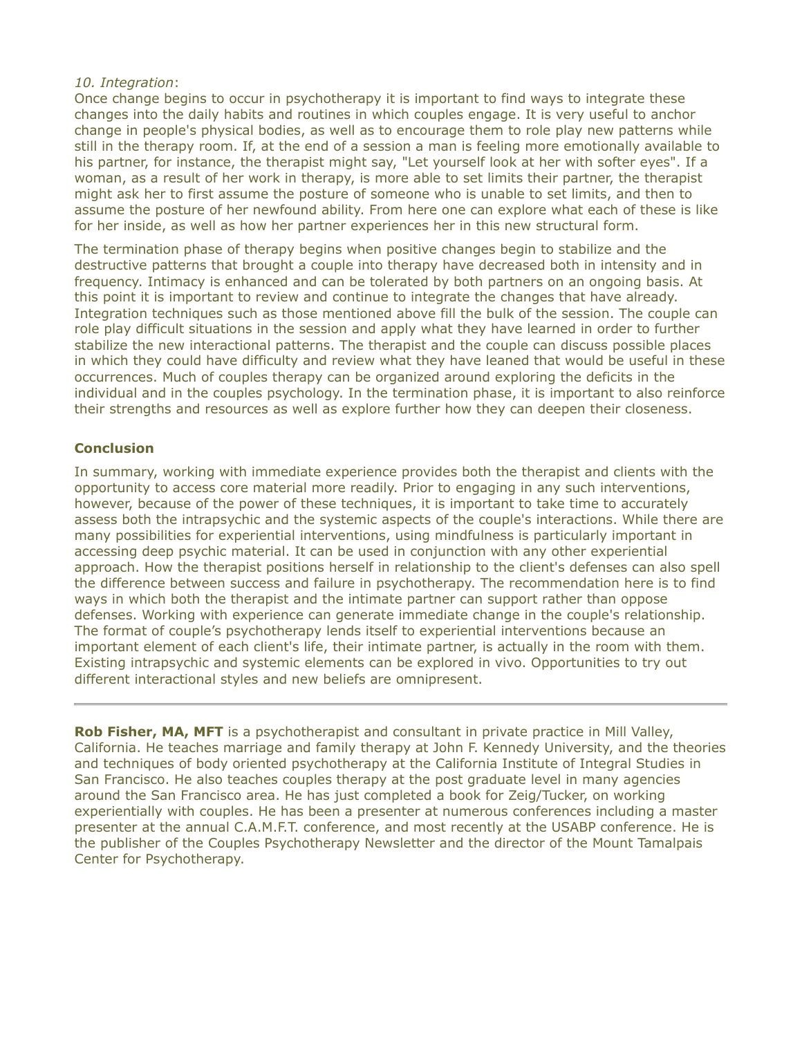*10. Integration*:

Once change begins to occur in psychotherapy it is important to find ways to integrate these changes into the daily habits and routines in which couples engage. It is very useful to anchor change in people's physical bodies, as well as to encourage them to role play new patterns while still in the therapy room. If, at the end of a session a man is feeling more emotionally available to his partner, for instance, the therapist might say, "Let yourself look at her with softer eyes". If a woman, as a result of her work in therapy, is more able to set limits their partner, the therapist might ask her to first assume the posture of someone who is unable to set limits, and then to assume the posture of her newfound ability. From here one can explore what each of these is like for her inside, as well as how her partner experiences her in this new structural form.

The termination phase of therapy begins when positive changes begin to stabilize and the destructive patterns that brought a couple into therapy have decreased both in intensity and in frequency. Intimacy is enhanced and can be tolerated by both partners on an ongoing basis. At this point it is important to review and continue to integrate the changes that have already. Integration techniques such as those mentioned above fill the bulk of the session. The couple can role play difficult situations in the session and apply what they have learned in order to further stabilize the new interactional patterns. The therapist and the couple can discuss possible places in which they could have difficulty and review what they have leaned that would be useful in these occurrences. Much of couples therapy can be organized around exploring the deficits in the individual and in the couples psychology. In the termination phase, it is important to also reinforce their strengths and resources as well as explore further how they can deepen their closeness.

**Conclusion**

In summary, working with immediate experience provides both the therapist and clients with the opportunity to access core material more readily. Prior to engaging in any such interventions, however, because of the power of these techniques, it is important to take time to accurately assess both the intrapsychic and the systemic aspects of the couple's interactions. While there are many possibilities for experiential interventions, using mindfulness is particularly important in accessing deep psychic material. It can be used in conjunction with any other experiential approach. How the therapist positions herself in relationship to the client's defenses can also spell the difference between success and failure in psychotherapy. The recommendation here is to find ways in which both the therapist and the intimate partner can support rather than oppose defenses. Working with experience can generate immediate change in the couple's relationship. The format of couple's psychotherapy lends itself to experiential interventions because an important element of each client's life, their intimate partner, is actually in the room with them. Existing intrapsychic and systemic elements can be explored in vivo. Opportunities to try out different interactional styles and new beliefs are omnipresent.

---

**Rob Fisher, MA, MFT** is a psychotherapist and consultant in private practice in Mill Valley, California. He teaches marriage and family therapy at John F. Kennedy University, and the theories and techniques of body oriented psychotherapy at the California Institute of Integral Studies in San Francisco. He also teaches couples therapy at the post graduate level in many agencies around the San Francisco area. He has just completed a book for Zeig/Tucker, on working experientially with couples. He has been a presenter at numerous conferences including a master presenter at the annual C.A.M.F.T. conference, and most recently at the USABP conference. He is the publisher of the Couples Psychotherapy Newsletter and the director of the Mount Tamalpais Center for Psychotherapy.